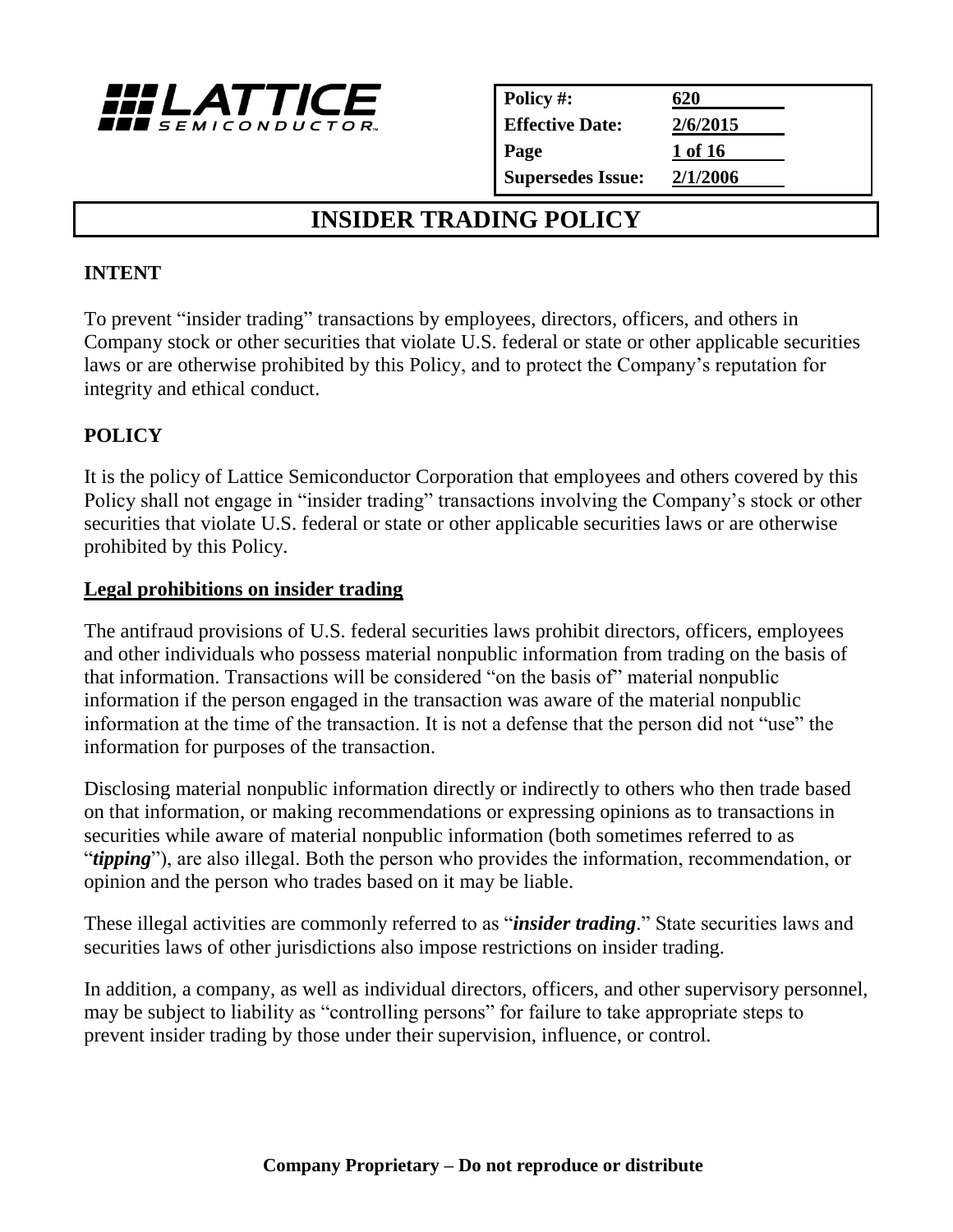| Policy #: | 620 |
|---|---|
| Effective Date: | 2/6/2015 |
| Supersedes Issue: | 2/1/2006 |

# INSIDER TRADING POLICY

## INTENT

To prevent "insider trading" transactions by employees, directors, officers, and others in Company stock or other securities that violate U.S. federal or state or other applicable securities laws or are otherwise prohibited by this Policy, and to protect the Company's reputation for integrity and ethical conduct.

## POLICY

It is the policy of Lattice Semiconductor Corporation that employees and others covered by this Policy shall not engage in "insider trading" transactions involving the Company's stock or other securities that violate U.S. federal or state or other applicable securities laws or are otherwise prohibited by this Policy.

### Legal prohibitions on insider trading

The antifraud provisions of U.S. federal securities laws prohibit directors, officers, employees and other individuals who possess material nonpublic information from trading on the basis of that information. Transactions will be considered "on the basis of" material nonpublic information if the person engaged in the transaction was aware of the material nonpublic information at the time of the transaction. It is not a defense that the person did not "use" the information for purposes of the transaction.

Disclosing material nonpublic information directly or indirectly to others who then trade based on that information, or making recommendations or expressing opinions as to transactions in securities while aware of material nonpublic information (both sometimes referred to as "***tipping***"), are also illegal. Both the person who provides the information, recommendation, or opinion and the person who trades based on it may be liable.

These illegal activities are commonly referred to as "***insider trading***." State securities laws and securities laws of other jurisdictions also impose restrictions on insider trading.

In addition, a company, as well as individual directors, officers, and other supervisory personnel, may be subject to liability as "controlling persons" for failure to take appropriate steps to prevent insider trading by those under their supervision, influence, or control.

**Company Proprietary – Do not reproduce or distribute**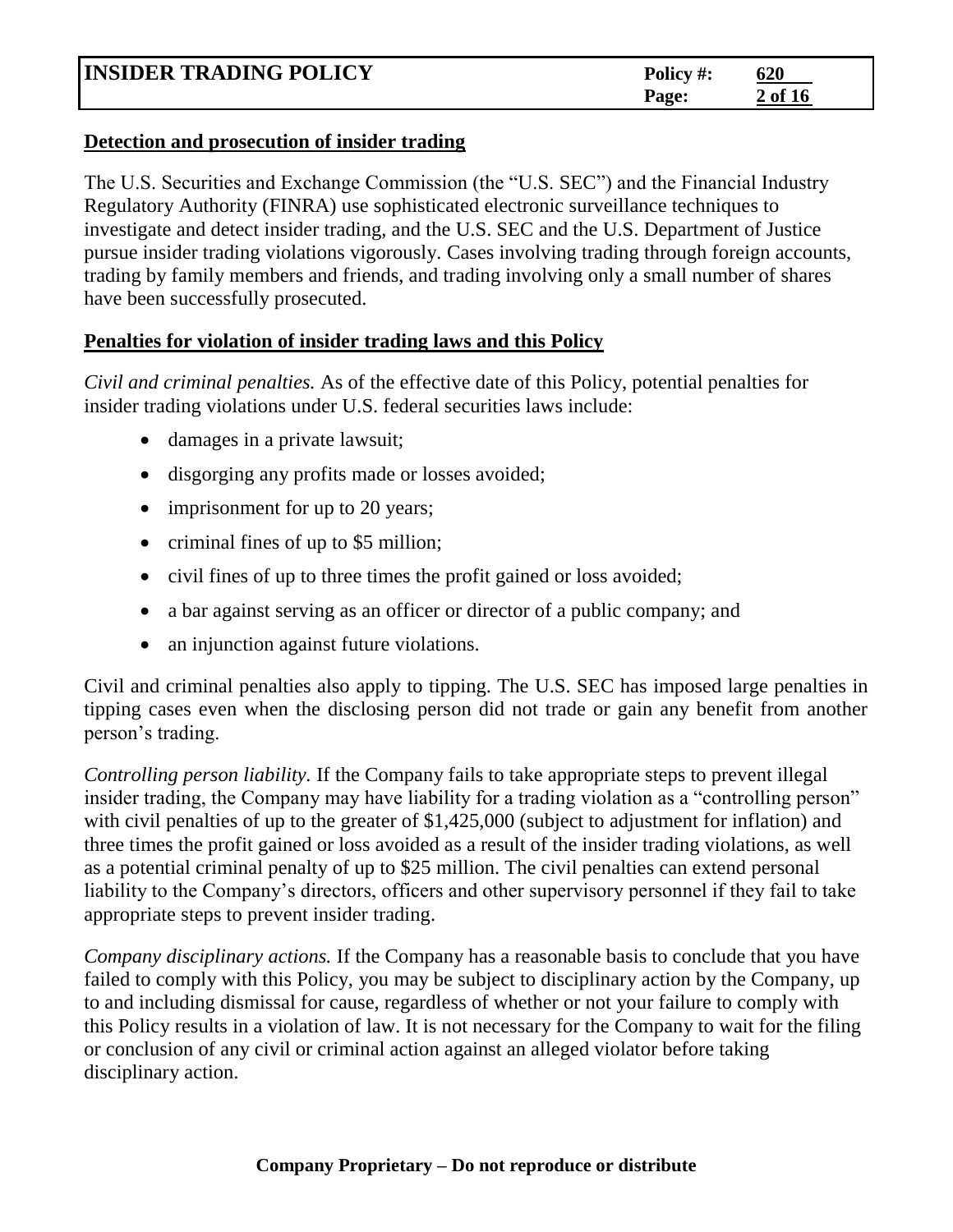## Detection and prosecution of insider trading

The U.S. Securities and Exchange Commission (the "U.S. SEC") and the Financial Industry Regulatory Authority (FINRA) use sophisticated electronic surveillance techniques to investigate and detect insider trading, and the U.S. SEC and the U.S. Department of Justice pursue insider trading violations vigorously. Cases involving trading through foreign accounts, trading by family members and friends, and trading involving only a small number of shares have been successfully prosecuted.

## Penalties for violation of insider trading laws and this Policy

*Civil and criminal penalties.* As of the effective date of this Policy, potential penalties for insider trading violations under U.S. federal securities laws include:

- damages in a private lawsuit;
- disgorging any profits made or losses avoided;
- imprisonment for up to 20 years;
- criminal fines of up to $5 million;
- civil fines of up to three times the profit gained or loss avoided;
- a bar against serving as an officer or director of a public company; and
- an injunction against future violations.

Civil and criminal penalties also apply to tipping. The U.S. SEC has imposed large penalties in tipping cases even when the disclosing person did not trade or gain any benefit from another person's trading.

*Controlling person liability.* If the Company fails to take appropriate steps to prevent illegal insider trading, the Company may have liability for a trading violation as a "controlling person" with civil penalties of up to the greater of $1,425,000 (subject to adjustment for inflation) and three times the profit gained or loss avoided as a result of the insider trading violations, as well as a potential criminal penalty of up to $25 million. The civil penalties can extend personal liability to the Company's directors, officers and other supervisory personnel if they fail to take appropriate steps to prevent insider trading.

*Company disciplinary actions.* If the Company has a reasonable basis to conclude that you have failed to comply with this Policy, you may be subject to disciplinary action by the Company, up to and including dismissal for cause, regardless of whether or not your failure to comply with this Policy results in a violation of law. It is not necessary for the Company to wait for the filing or conclusion of any civil or criminal action against an alleged violator before taking disciplinary action.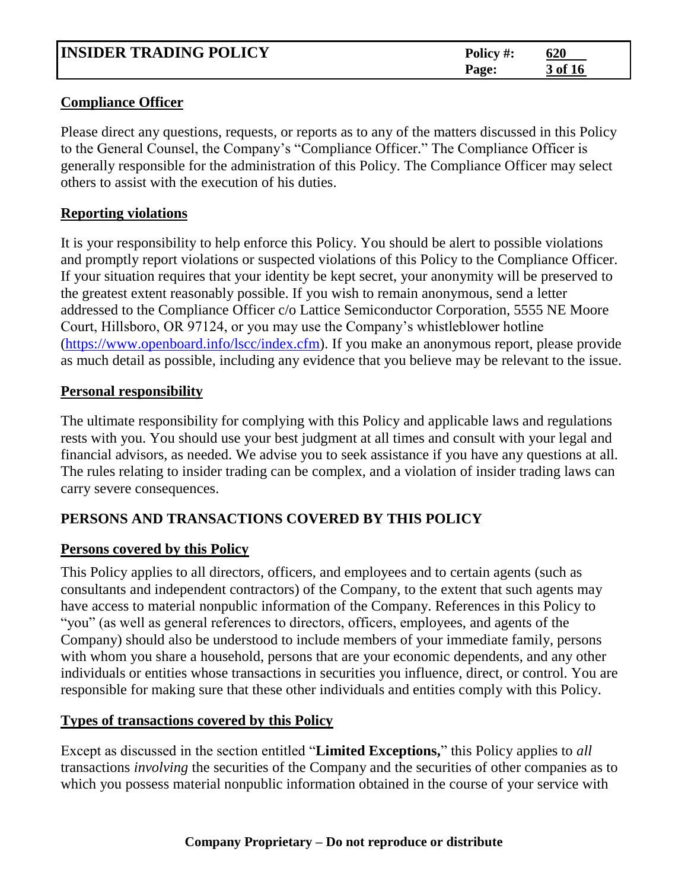**Compliance Officer**

Please direct any questions, requests, or reports as to any of the matters discussed in this Policy to the General Counsel, the Company's "Compliance Officer." The Compliance Officer is generally responsible for the administration of this Policy. The Compliance Officer may select others to assist with the execution of his duties.

**Reporting violations**

It is your responsibility to help enforce this Policy. You should be alert to possible violations and promptly report violations or suspected violations of this Policy to the Compliance Officer. If your situation requires that your identity be kept secret, your anonymity will be preserved to the greatest extent reasonably possible. If you wish to remain anonymous, send a letter addressed to the Compliance Officer c/o Lattice Semiconductor Corporation, 5555 NE Moore Court, Hillsboro, OR 97124, or you may use the Company's whistleblower hotline ([https://www.openboard.info/lscc/index.cfm](https://www.openboard.info/lscc/index.cfm)). If you make an anonymous report, please provide as much detail as possible, including any evidence that you believe may be relevant to the issue.

**Personal responsibility**

The ultimate responsibility for complying with this Policy and applicable laws and regulations rests with you. You should use your best judgment at all times and consult with your legal and financial advisors, as needed. We advise you to seek assistance if you have any questions at all. The rules relating to insider trading can be complex, and a violation of insider trading laws can carry severe consequences.

## PERSONS AND TRANSACTIONS COVERED BY THIS POLICY

**Persons covered by this Policy**

This Policy applies to all directors, officers, and employees and to certain agents (such as consultants and independent contractors) of the Company, to the extent that such agents may have access to material nonpublic information of the Company. References in this Policy to "you" (as well as general references to directors, officers, employees, and agents of the Company) should also be understood to include members of your immediate family, persons with whom you share a household, persons that are your economic dependents, and any other individuals or entities whose transactions in securities you influence, direct, or control. You are responsible for making sure that these other individuals and entities comply with this Policy.

**Types of transactions covered by this Policy**

Except as discussed in the section entitled "**Limited Exceptions,**" this Policy applies to *all* transactions *involving* the securities of the Company and the securities of other companies as to which you possess material nonpublic information obtained in the course of your service with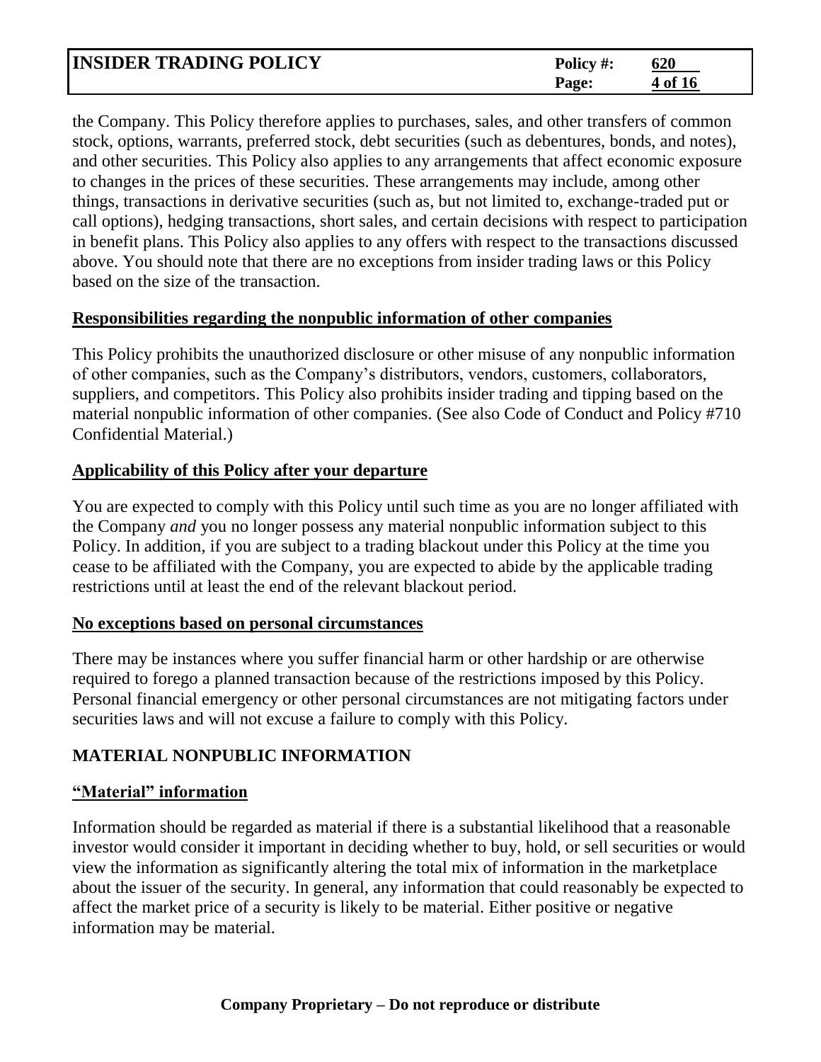the Company. This Policy therefore applies to purchases, sales, and other transfers of common stock, options, warrants, preferred stock, debt securities (such as debentures, bonds, and notes), and other securities. This Policy also applies to any arrangements that affect economic exposure to changes in the prices of these securities. These arrangements may include, among other things, transactions in derivative securities (such as, but not limited to, exchange-traded put or call options), hedging transactions, short sales, and certain decisions with respect to participation in benefit plans. This Policy also applies to any offers with respect to the transactions discussed above. You should note that there are no exceptions from insider trading laws or this Policy based on the size of the transaction.

**Responsibilities regarding the nonpublic information of other companies**

This Policy prohibits the unauthorized disclosure or other misuse of any nonpublic information of other companies, such as the Company's distributors, vendors, customers, collaborators, suppliers, and competitors. This Policy also prohibits insider trading and tipping based on the material nonpublic information of other companies. (See also Code of Conduct and Policy #710 Confidential Material.)

**Applicability of this Policy after your departure**

You are expected to comply with this Policy until such time as you are no longer affiliated with the Company *and* you no longer possess any material nonpublic information subject to this Policy. In addition, if you are subject to a trading blackout under this Policy at the time you cease to be affiliated with the Company, you are expected to abide by the applicable trading restrictions until at least the end of the relevant blackout period.

**No exceptions based on personal circumstances**

There may be instances where you suffer financial harm or other hardship or are otherwise required to forego a planned transaction because of the restrictions imposed by this Policy. Personal financial emergency or other personal circumstances are not mitigating factors under securities laws and will not excuse a failure to comply with this Policy.

## MATERIAL NONPUBLIC INFORMATION

**"Material" information**

Information should be regarded as material if there is a substantial likelihood that a reasonable investor would consider it important in deciding whether to buy, hold, or sell securities or would view the information as significantly altering the total mix of information in the marketplace about the issuer of the security. In general, any information that could reasonably be expected to affect the market price of a security is likely to be material. Either positive or negative information may be material.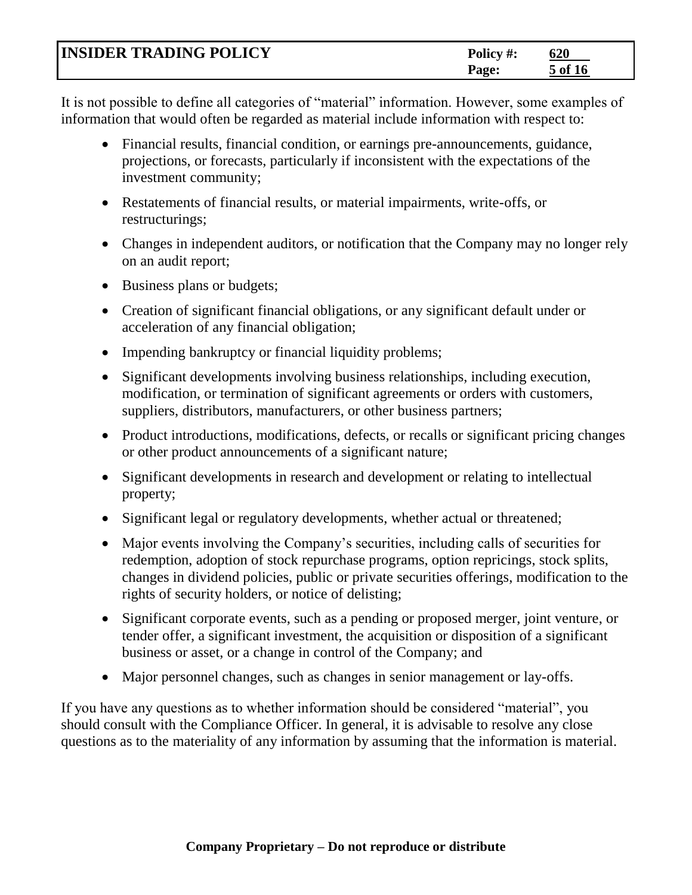It is not possible to define all categories of "material" information. However, some examples of information that would often be regarded as material include information with respect to:

- Financial results, financial condition, or earnings pre-announcements, guidance, projections, or forecasts, particularly if inconsistent with the expectations of the investment community;
- Restatements of financial results, or material impairments, write-offs, or restructurings;
- Changes in independent auditors, or notification that the Company may no longer rely on an audit report;
- Business plans or budgets;
- Creation of significant financial obligations, or any significant default under or acceleration of any financial obligation;
- Impending bankruptcy or financial liquidity problems;
- Significant developments involving business relationships, including execution, modification, or termination of significant agreements or orders with customers, suppliers, distributors, manufacturers, or other business partners;
- Product introductions, modifications, defects, or recalls or significant pricing changes or other product announcements of a significant nature;
- Significant developments in research and development or relating to intellectual property;
- Significant legal or regulatory developments, whether actual or threatened;
- Major events involving the Company's securities, including calls of securities for redemption, adoption of stock repurchase programs, option repricings, stock splits, changes in dividend policies, public or private securities offerings, modification to the rights of security holders, or notice of delisting;
- Significant corporate events, such as a pending or proposed merger, joint venture, or tender offer, a significant investment, the acquisition or disposition of a significant business or asset, or a change in control of the Company; and
- Major personnel changes, such as changes in senior management or lay-offs.

If you have any questions as to whether information should be considered "material", you should consult with the Compliance Officer. In general, it is advisable to resolve any close questions as to the materiality of any information by assuming that the information is material.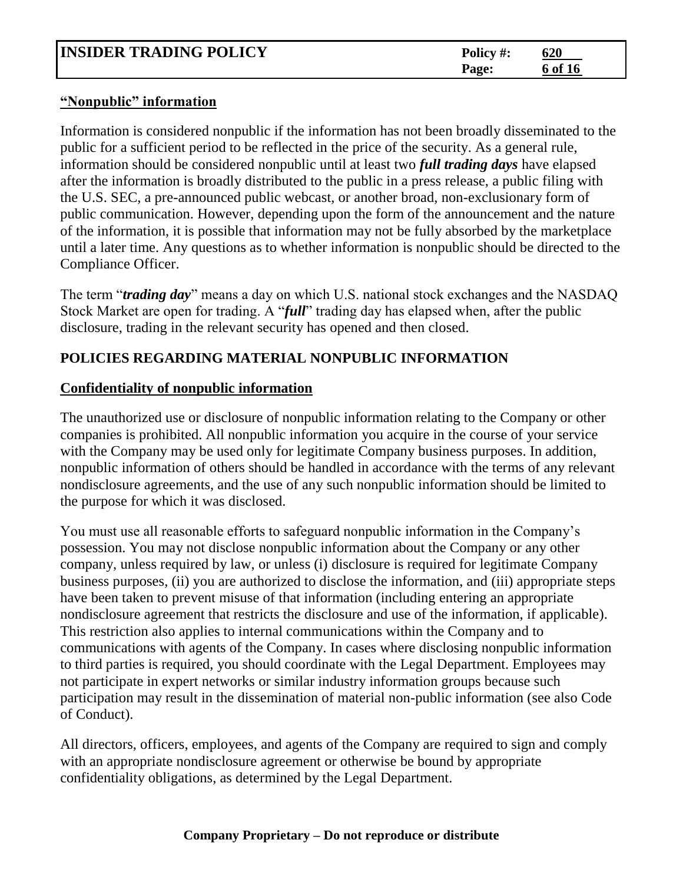**“Nonpublic” information**

Information is considered nonpublic if the information has not been broadly disseminated to the public for a sufficient period to be reflected in the price of the security. As a general rule, information should be considered nonpublic until at least two ***full trading days*** have elapsed after the information is broadly distributed to the public in a press release, a public filing with the U.S. SEC, a pre-announced public webcast, or another broad, non-exclusionary form of public communication. However, depending upon the form of the announcement and the nature of the information, it is possible that information may not be fully absorbed by the marketplace until a later time. Any questions as to whether information is nonpublic should be directed to the Compliance Officer.

The term “***trading day***” means a day on which U.S. national stock exchanges and the NASDAQ Stock Market are open for trading. A “***full***” trading day has elapsed when, after the public disclosure, trading in the relevant security has opened and then closed.

## POLICIES REGARDING MATERIAL NONPUBLIC INFORMATION

**Confidentiality of nonpublic information**

The unauthorized use or disclosure of nonpublic information relating to the Company or other companies is prohibited. All nonpublic information you acquire in the course of your service with the Company may be used only for legitimate Company business purposes. In addition, nonpublic information of others should be handled in accordance with the terms of any relevant nondisclosure agreements, and the use of any such nonpublic information should be limited to the purpose for which it was disclosed.

You must use all reasonable efforts to safeguard nonpublic information in the Company’s possession. You may not disclose nonpublic information about the Company or any other company, unless required by law, or unless (i) disclosure is required for legitimate Company business purposes, (ii) you are authorized to disclose the information, and (iii) appropriate steps have been taken to prevent misuse of that information (including entering an appropriate nondisclosure agreement that restricts the disclosure and use of the information, if applicable). This restriction also applies to internal communications within the Company and to communications with agents of the Company. In cases where disclosing nonpublic information to third parties is required, you should coordinate with the Legal Department. Employees may not participate in expert networks or similar industry information groups because such participation may result in the dissemination of material non-public information (see also Code of Conduct).

All directors, officers, employees, and agents of the Company are required to sign and comply with an appropriate nondisclosure agreement or otherwise be bound by appropriate confidentiality obligations, as determined by the Legal Department.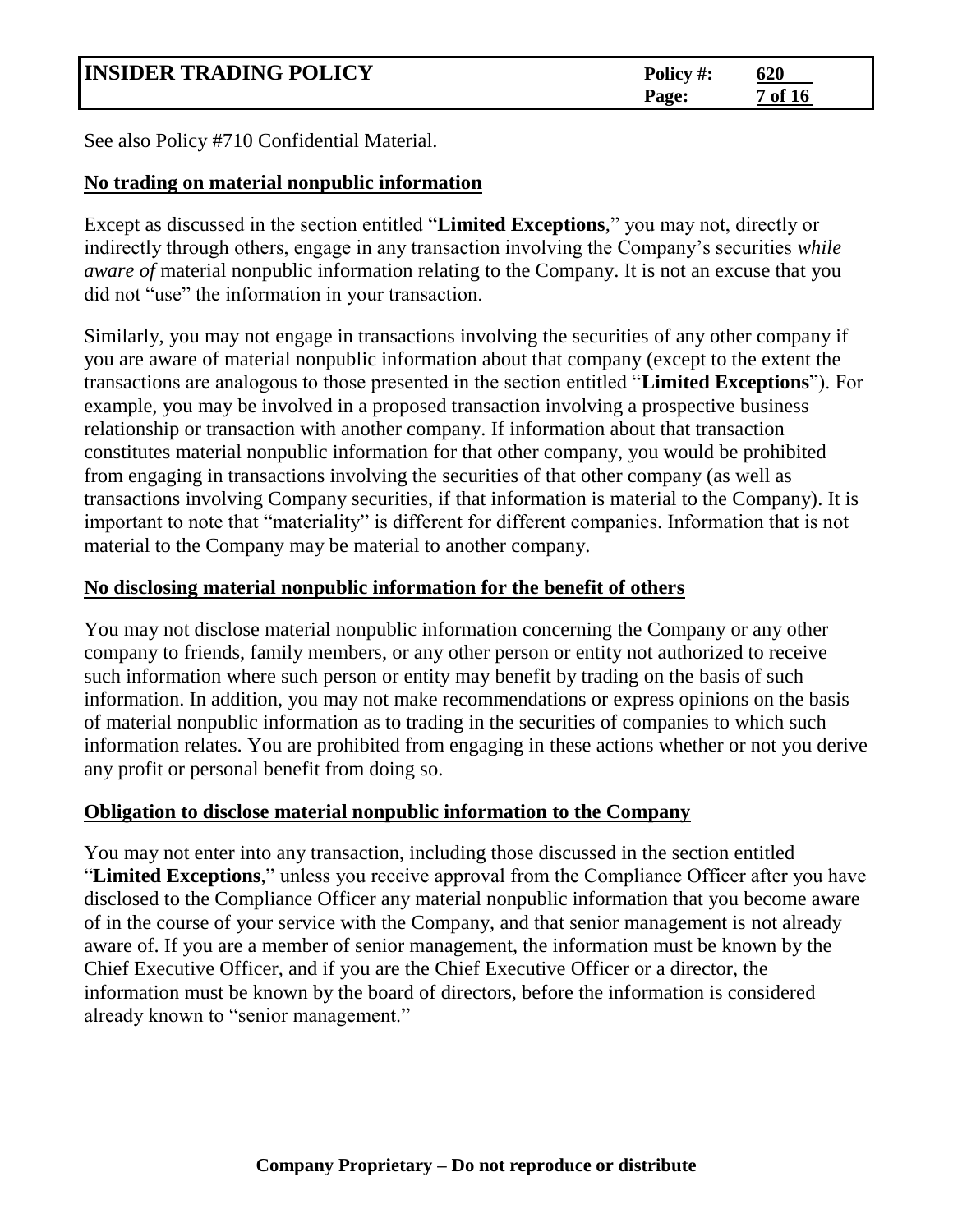See also Policy #710 Confidential Material.

### No trading on material nonpublic information

Except as discussed in the section entitled "**Limited Exceptions**," you may not, directly or indirectly through others, engage in any transaction involving the Company's securities *while aware of* material nonpublic information relating to the Company. It is not an excuse that you did not "use" the information in your transaction.

Similarly, you may not engage in transactions involving the securities of any other company if you are aware of material nonpublic information about that company (except to the extent the transactions are analogous to those presented in the section entitled "**Limited Exceptions**"). For example, you may be involved in a proposed transaction involving a prospective business relationship or transaction with another company. If information about that transaction constitutes material nonpublic information for that other company, you would be prohibited from engaging in transactions involving the securities of that other company (as well as transactions involving Company securities, if that information is material to the Company). It is important to note that "materiality" is different for different companies. Information that is not material to the Company may be material to another company.

### No disclosing material nonpublic information for the benefit of others

You may not disclose material nonpublic information concerning the Company or any other company to friends, family members, or any other person or entity not authorized to receive such information where such person or entity may benefit by trading on the basis of such information. In addition, you may not make recommendations or express opinions on the basis of material nonpublic information as to trading in the securities of companies to which such information relates. You are prohibited from engaging in these actions whether or not you derive any profit or personal benefit from doing so.

### Obligation to disclose material nonpublic information to the Company

You may not enter into any transaction, including those discussed in the section entitled "**Limited Exceptions**," unless you receive approval from the Compliance Officer after you have disclosed to the Compliance Officer any material nonpublic information that you become aware of in the course of your service with the Company, and that senior management is not already aware of. If you are a member of senior management, the information must be known by the Chief Executive Officer, and if you are the Chief Executive Officer or a director, the information must be known by the board of directors, before the information is considered already known to "senior management."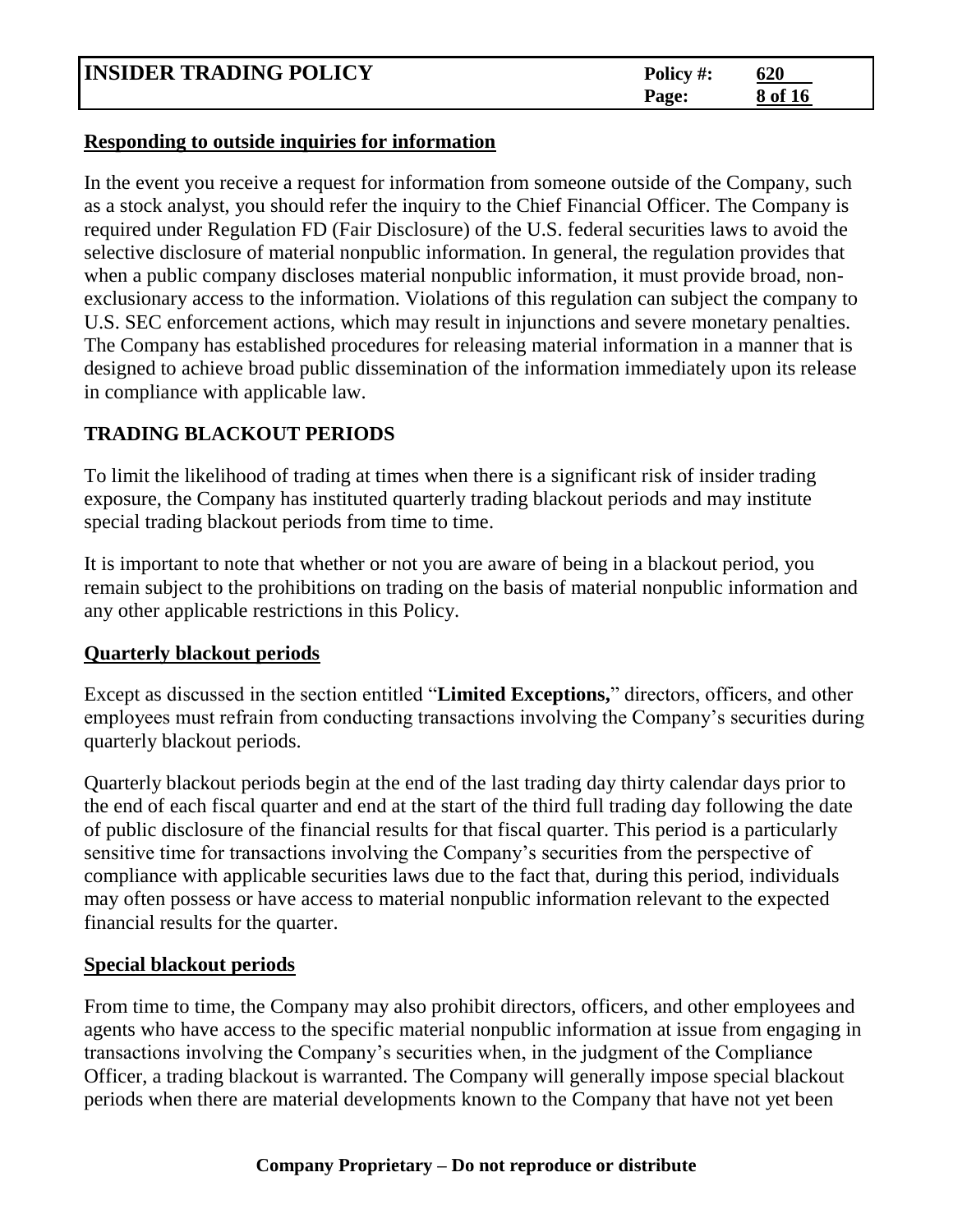### Responding to outside inquiries for information

In the event you receive a request for information from someone outside of the Company, such as a stock analyst, you should refer the inquiry to the Chief Financial Officer. The Company is required under Regulation FD (Fair Disclosure) of the U.S. federal securities laws to avoid the selective disclosure of material nonpublic information. In general, the regulation provides that when a public company discloses material nonpublic information, it must provide broad, non-exclusionary access to the information. Violations of this regulation can subject the company to U.S. SEC enforcement actions, which may result in injunctions and severe monetary penalties. The Company has established procedures for releasing material information in a manner that is designed to achieve broad public dissemination of the information immediately upon its release in compliance with applicable law.

## TRADING BLACKOUT PERIODS

To limit the likelihood of trading at times when there is a significant risk of insider trading exposure, the Company has instituted quarterly trading blackout periods and may institute special trading blackout periods from time to time.

It is important to note that whether or not you are aware of being in a blackout period, you remain subject to the prohibitions on trading on the basis of material nonpublic information and any other applicable restrictions in this Policy.

### Quarterly blackout periods

Except as discussed in the section entitled "**Limited Exceptions,**" directors, officers, and other employees must refrain from conducting transactions involving the Company's securities during quarterly blackout periods.

Quarterly blackout periods begin at the end of the last trading day thirty calendar days prior to the end of each fiscal quarter and end at the start of the third full trading day following the date of public disclosure of the financial results for that fiscal quarter. This period is a particularly sensitive time for transactions involving the Company's securities from the perspective of compliance with applicable securities laws due to the fact that, during this period, individuals may often possess or have access to material nonpublic information relevant to the expected financial results for the quarter.

### Special blackout periods

From time to time, the Company may also prohibit directors, officers, and other employees and agents who have access to the specific material nonpublic information at issue from engaging in transactions involving the Company's securities when, in the judgment of the Compliance Officer, a trading blackout is warranted. The Company will generally impose special blackout periods when there are material developments known to the Company that have not yet been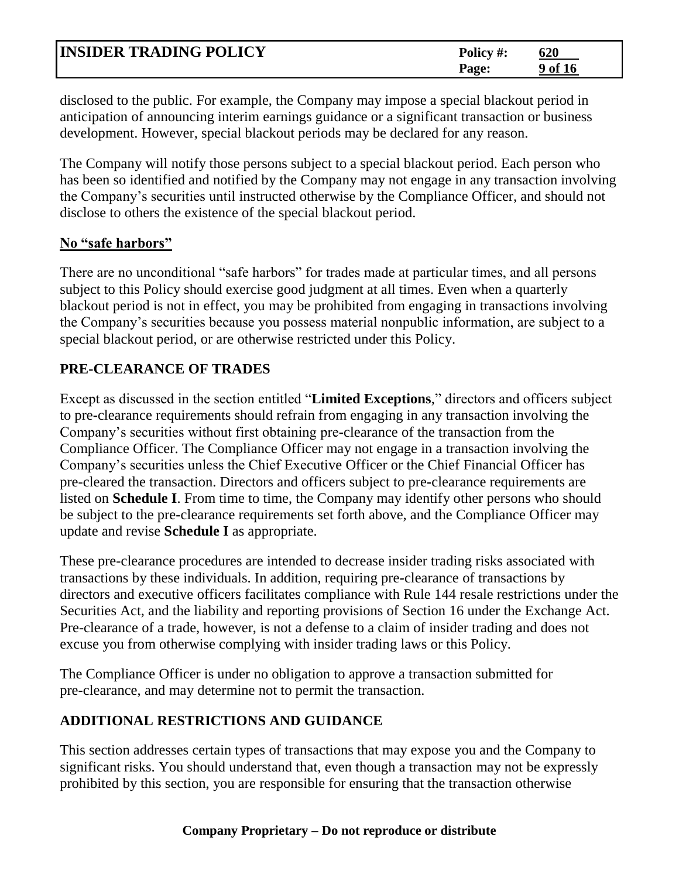disclosed to the public. For example, the Company may impose a special blackout period in anticipation of announcing interim earnings guidance or a significant transaction or business development. However, special blackout periods may be declared for any reason.

The Company will notify those persons subject to a special blackout period. Each person who has been so identified and notified by the Company may not engage in any transaction involving the Company's securities until instructed otherwise by the Compliance Officer, and should not disclose to others the existence of the special blackout period.

**No "safe harbors"**

There are no unconditional "safe harbors" for trades made at particular times, and all persons subject to this Policy should exercise good judgment at all times. Even when a quarterly blackout period is not in effect, you may be prohibited from engaging in transactions involving the Company's securities because you possess material nonpublic information, are subject to a special blackout period, or are otherwise restricted under this Policy.

## PRE-CLEARANCE OF TRADES

Except as discussed in the section entitled "**Limited Exceptions**," directors and officers subject to pre-clearance requirements should refrain from engaging in any transaction involving the Company's securities without first obtaining pre-clearance of the transaction from the Compliance Officer. The Compliance Officer may not engage in a transaction involving the Company's securities unless the Chief Executive Officer or the Chief Financial Officer has pre-cleared the transaction. Directors and officers subject to pre-clearance requirements are listed on **Schedule I**. From time to time, the Company may identify other persons who should be subject to the pre-clearance requirements set forth above, and the Compliance Officer may update and revise **Schedule I** as appropriate.

These pre-clearance procedures are intended to decrease insider trading risks associated with transactions by these individuals. In addition, requiring pre-clearance of transactions by directors and executive officers facilitates compliance with Rule 144 resale restrictions under the Securities Act, and the liability and reporting provisions of Section 16 under the Exchange Act. Pre-clearance of a trade, however, is not a defense to a claim of insider trading and does not excuse you from otherwise complying with insider trading laws or this Policy.

The Compliance Officer is under no obligation to approve a transaction submitted for pre-clearance, and may determine not to permit the transaction.

## ADDITIONAL RESTRICTIONS AND GUIDANCE

This section addresses certain types of transactions that may expose you and the Company to significant risks. You should understand that, even though a transaction may not be expressly prohibited by this section, you are responsible for ensuring that the transaction otherwise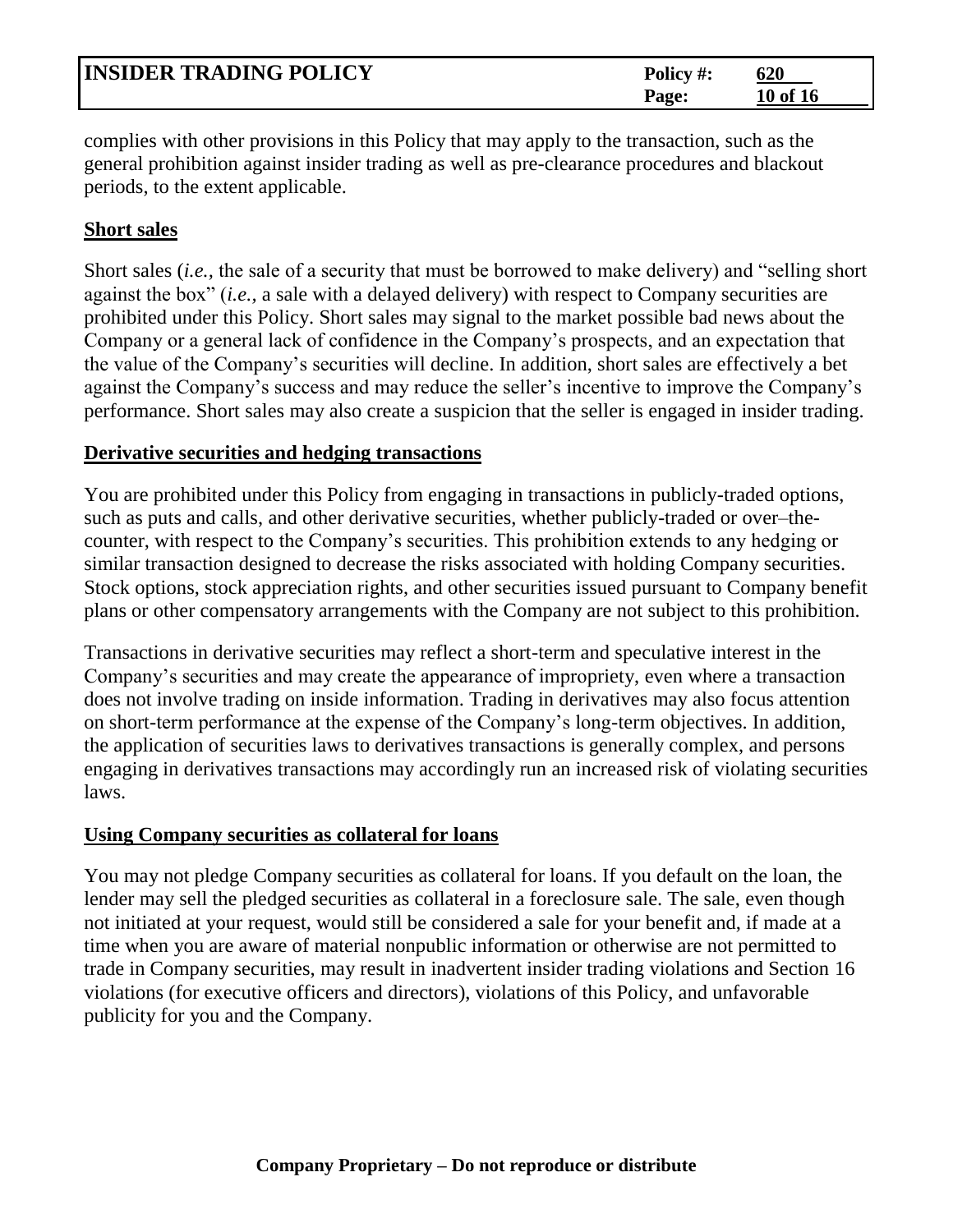complies with other provisions in this Policy that may apply to the transaction, such as the general prohibition against insider trading as well as pre-clearance procedures and blackout periods, to the extent applicable.

## **Short sales**

Short sales (*i.e.*, the sale of a security that must be borrowed to make delivery) and "selling short against the box" (*i.e.*, a sale with a delayed delivery) with respect to Company securities are prohibited under this Policy. Short sales may signal to the market possible bad news about the Company or a general lack of confidence in the Company's prospects, and an expectation that the value of the Company's securities will decline. In addition, short sales are effectively a bet against the Company's success and may reduce the seller's incentive to improve the Company's performance. Short sales may also create a suspicion that the seller is engaged in insider trading.

## **Derivative securities and hedging transactions**

You are prohibited under this Policy from engaging in transactions in publicly-traded options, such as puts and calls, and other derivative securities, whether publicly-traded or over–the-counter, with respect to the Company's securities. This prohibition extends to any hedging or similar transaction designed to decrease the risks associated with holding Company securities. Stock options, stock appreciation rights, and other securities issued pursuant to Company benefit plans or other compensatory arrangements with the Company are not subject to this prohibition.

Transactions in derivative securities may reflect a short-term and speculative interest in the Company's securities and may create the appearance of impropriety, even where a transaction does not involve trading on inside information. Trading in derivatives may also focus attention on short-term performance at the expense of the Company's long-term objectives. In addition, the application of securities laws to derivatives transactions is generally complex, and persons engaging in derivatives transactions may accordingly run an increased risk of violating securities laws.

## **Using Company securities as collateral for loans**

You may not pledge Company securities as collateral for loans. If you default on the loan, the lender may sell the pledged securities as collateral in a foreclosure sale. The sale, even though not initiated at your request, would still be considered a sale for your benefit and, if made at a time when you are aware of material nonpublic information or otherwise are not permitted to trade in Company securities, may result in inadvertent insider trading violations and Section 16 violations (for executive officers and directors), violations of this Policy, and unfavorable publicity for you and the Company.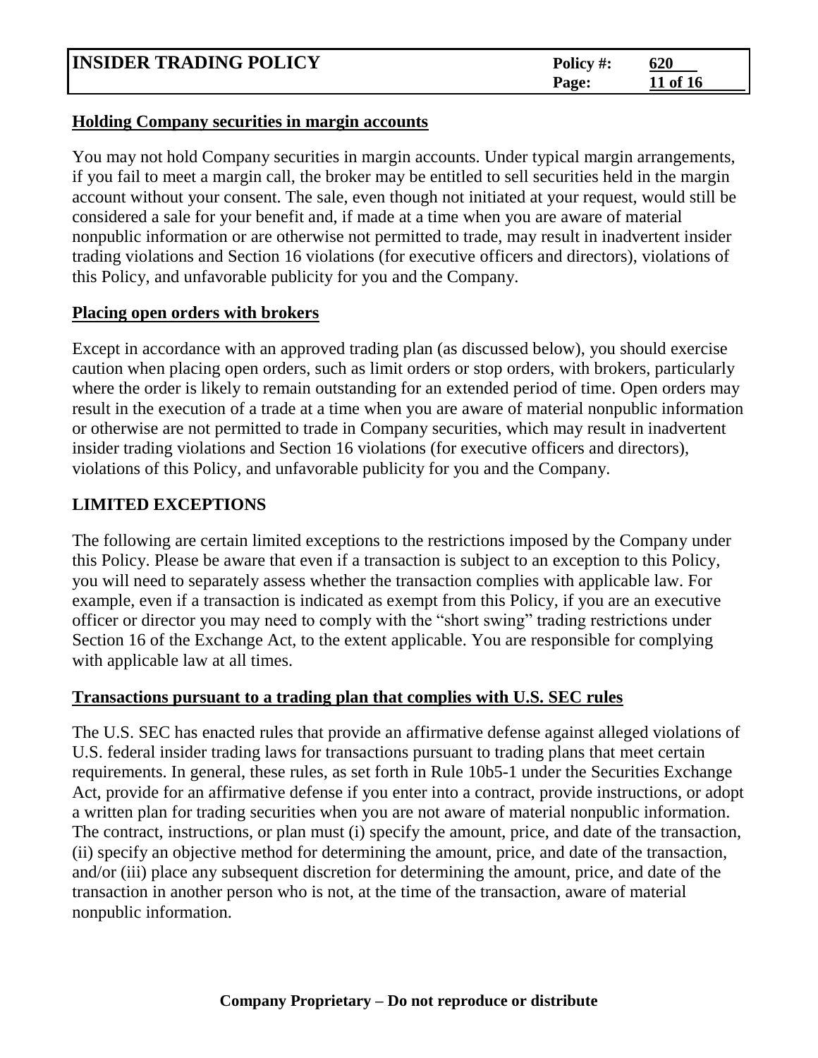### Holding Company securities in margin accounts

You may not hold Company securities in margin accounts. Under typical margin arrangements, if you fail to meet a margin call, the broker may be entitled to sell securities held in the margin account without your consent. The sale, even though not initiated at your request, would still be considered a sale for your benefit and, if made at a time when you are aware of material nonpublic information or are otherwise not permitted to trade, may result in inadvertent insider trading violations and Section 16 violations (for executive officers and directors), violations of this Policy, and unfavorable publicity for you and the Company.

### Placing open orders with brokers

Except in accordance with an approved trading plan (as discussed below), you should exercise caution when placing open orders, such as limit orders or stop orders, with brokers, particularly where the order is likely to remain outstanding for an extended period of time. Open orders may result in the execution of a trade at a time when you are aware of material nonpublic information or otherwise are not permitted to trade in Company securities, which may result in inadvertent insider trading violations and Section 16 violations (for executive officers and directors), violations of this Policy, and unfavorable publicity for you and the Company.

## LIMITED EXCEPTIONS

The following are certain limited exceptions to the restrictions imposed by the Company under this Policy. Please be aware that even if a transaction is subject to an exception to this Policy, you will need to separately assess whether the transaction complies with applicable law. For example, even if a transaction is indicated as exempt from this Policy, if you are an executive officer or director you may need to comply with the "short swing" trading restrictions under Section 16 of the Exchange Act, to the extent applicable. You are responsible for complying with applicable law at all times.

### Transactions pursuant to a trading plan that complies with U.S. SEC rules

The U.S. SEC has enacted rules that provide an affirmative defense against alleged violations of U.S. federal insider trading laws for transactions pursuant to trading plans that meet certain requirements. In general, these rules, as set forth in Rule 10b5-1 under the Securities Exchange Act, provide for an affirmative defense if you enter into a contract, provide instructions, or adopt a written plan for trading securities when you are not aware of material nonpublic information. The contract, instructions, or plan must (i) specify the amount, price, and date of the transaction, (ii) specify an objective method for determining the amount, price, and date of the transaction, and/or (iii) place any subsequent discretion for determining the amount, price, and date of the transaction in another person who is not, at the time of the transaction, aware of material nonpublic information.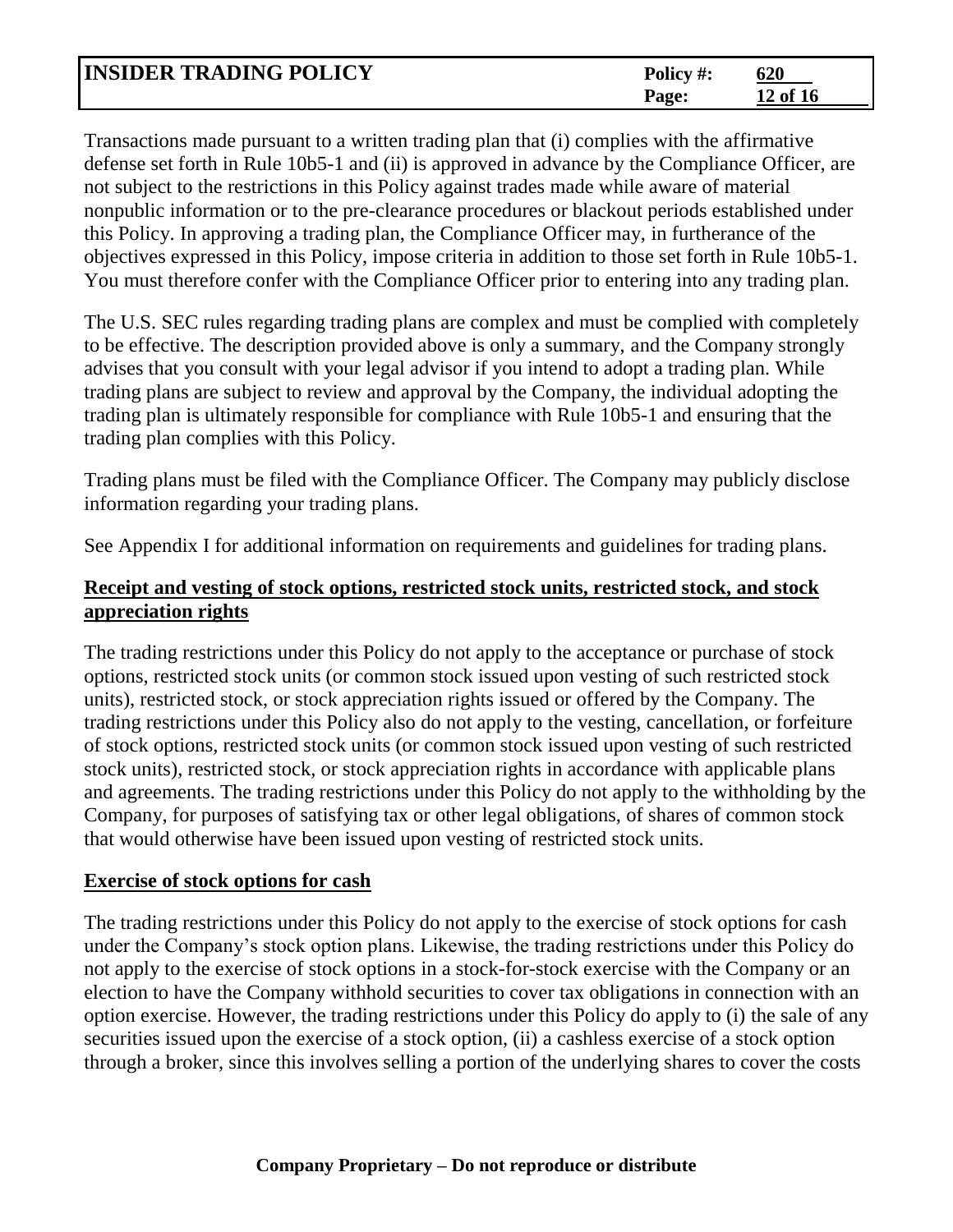Transactions made pursuant to a written trading plan that (i) complies with the affirmative defense set forth in Rule 10b5-1 and (ii) is approved in advance by the Compliance Officer, are not subject to the restrictions in this Policy against trades made while aware of material nonpublic information or to the pre-clearance procedures or blackout periods established under this Policy. In approving a trading plan, the Compliance Officer may, in furtherance of the objectives expressed in this Policy, impose criteria in addition to those set forth in Rule 10b5-1. You must therefore confer with the Compliance Officer prior to entering into any trading plan.

The U.S. SEC rules regarding trading plans are complex and must be complied with completely to be effective. The description provided above is only a summary, and the Company strongly advises that you consult with your legal advisor if you intend to adopt a trading plan. While trading plans are subject to review and approval by the Company, the individual adopting the trading plan is ultimately responsible for compliance with Rule 10b5-1 and ensuring that the trading plan complies with this Policy.

Trading plans must be filed with the Compliance Officer. The Company may publicly disclose information regarding your trading plans.

See Appendix I for additional information on requirements and guidelines for trading plans.

**Receipt and vesting of stock options, restricted stock units, restricted stock, and stock appreciation rights**

The trading restrictions under this Policy do not apply to the acceptance or purchase of stock options, restricted stock units (or common stock issued upon vesting of such restricted stock units), restricted stock, or stock appreciation rights issued or offered by the Company. The trading restrictions under this Policy also do not apply to the vesting, cancellation, or forfeiture of stock options, restricted stock units (or common stock issued upon vesting of such restricted stock units), restricted stock, or stock appreciation rights in accordance with applicable plans and agreements. The trading restrictions under this Policy do not apply to the withholding by the Company, for purposes of satisfying tax or other legal obligations, of shares of common stock that would otherwise have been issued upon vesting of restricted stock units.

**Exercise of stock options for cash**

The trading restrictions under this Policy do not apply to the exercise of stock options for cash under the Company's stock option plans. Likewise, the trading restrictions under this Policy do not apply to the exercise of stock options in a stock-for-stock exercise with the Company or an election to have the Company withhold securities to cover tax obligations in connection with an option exercise. However, the trading restrictions under this Policy do apply to (i) the sale of any securities issued upon the exercise of a stock option, (ii) a cashless exercise of a stock option through a broker, since this involves selling a portion of the underlying shares to cover the costs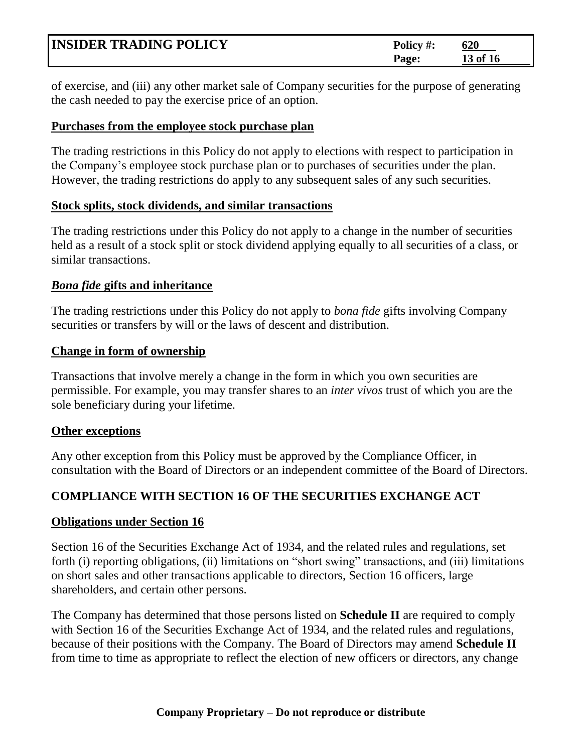of exercise, and (iii) any other market sale of Company securities for the purpose of generating the cash needed to pay the exercise price of an option.

**Purchases from the employee stock purchase plan**

The trading restrictions in this Policy do not apply to elections with respect to participation in the Company's employee stock purchase plan or to purchases of securities under the plan. However, the trading restrictions do apply to any subsequent sales of any such securities.

**Stock splits, stock dividends, and similar transactions**

The trading restrictions under this Policy do not apply to a change in the number of securities held as a result of a stock split or stock dividend applying equally to all securities of a class, or similar transactions.

***Bona fide* gifts and inheritance**

The trading restrictions under this Policy do not apply to *bona fide* gifts involving Company securities or transfers by will or the laws of descent and distribution.

**Change in form of ownership**

Transactions that involve merely a change in the form in which you own securities are permissible. For example, you may transfer shares to an *inter vivos* trust of which you are the sole beneficiary during your lifetime.

**Other exceptions**

Any other exception from this Policy must be approved by the Compliance Officer, in consultation with the Board of Directors or an independent committee of the Board of Directors.

## COMPLIANCE WITH SECTION 16 OF THE SECURITIES EXCHANGE ACT

**Obligations under Section 16**

Section 16 of the Securities Exchange Act of 1934, and the related rules and regulations, set forth (i) reporting obligations, (ii) limitations on "short swing" transactions, and (iii) limitations on short sales and other transactions applicable to directors, Section 16 officers, large shareholders, and certain other persons.

The Company has determined that those persons listed on **Schedule II** are required to comply with Section 16 of the Securities Exchange Act of 1934, and the related rules and regulations, because of their positions with the Company. The Board of Directors may amend **Schedule II** from time to time as appropriate to reflect the election of new officers or directors, any change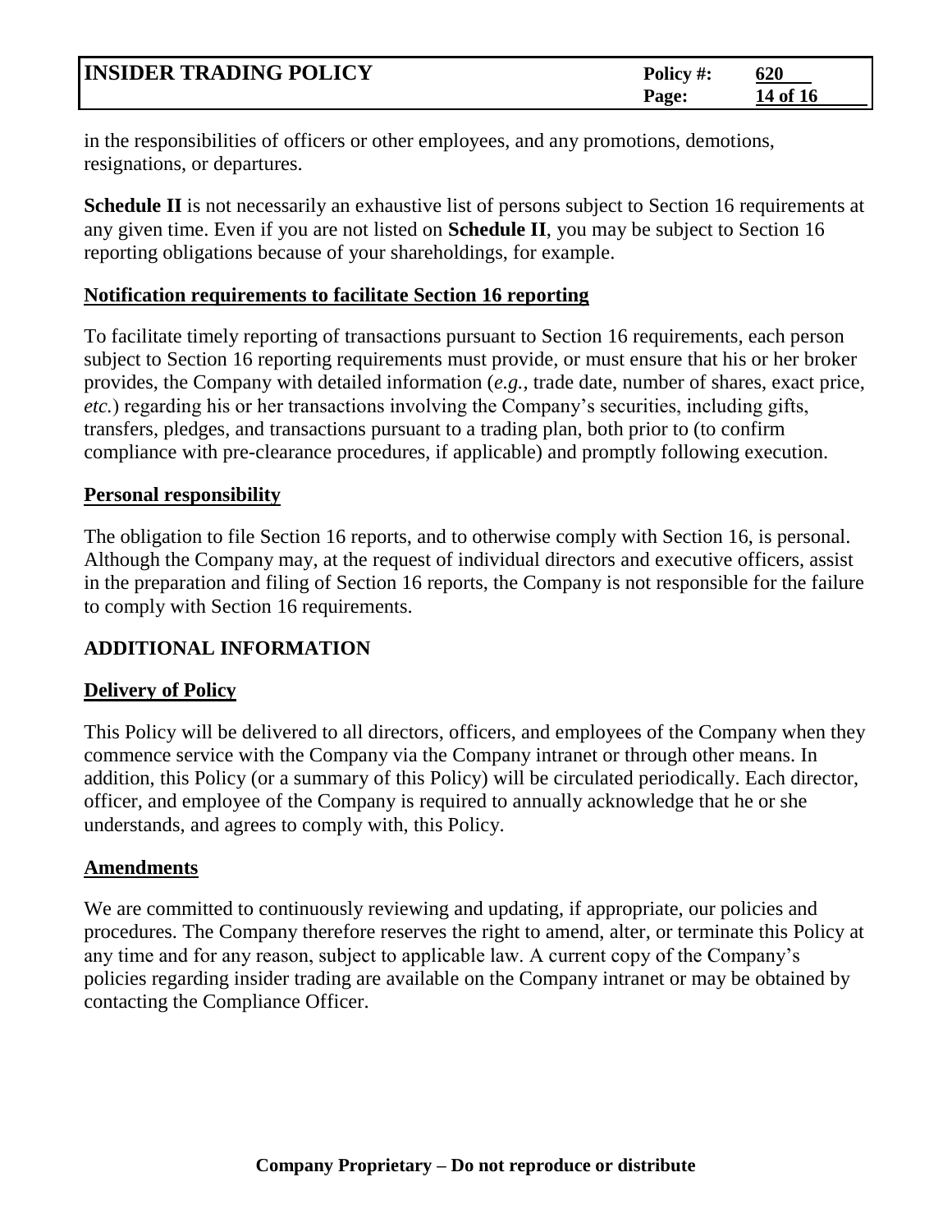in the responsibilities of officers or other employees, and any promotions, demotions, resignations, or departures.

**Schedule II** is not necessarily an exhaustive list of persons subject to Section 16 requirements at any given time. Even if you are not listed on **Schedule II**, you may be subject to Section 16 reporting obligations because of your shareholdings, for example.

**Notification requirements to facilitate Section 16 reporting**

To facilitate timely reporting of transactions pursuant to Section 16 requirements, each person subject to Section 16 reporting requirements must provide, or must ensure that his or her broker provides, the Company with detailed information (*e.g.*, trade date, number of shares, exact price, *etc.*) regarding his or her transactions involving the Company's securities, including gifts, transfers, pledges, and transactions pursuant to a trading plan, both prior to (to confirm compliance with pre-clearance procedures, if applicable) and promptly following execution.

**Personal responsibility**

The obligation to file Section 16 reports, and to otherwise comply with Section 16, is personal. Although the Company may, at the request of individual directors and executive officers, assist in the preparation and filing of Section 16 reports, the Company is not responsible for the failure to comply with Section 16 requirements.

## ADDITIONAL INFORMATION

**Delivery of Policy**

This Policy will be delivered to all directors, officers, and employees of the Company when they commence service with the Company via the Company intranet or through other means. In addition, this Policy (or a summary of this Policy) will be circulated periodically. Each director, officer, and employee of the Company is required to annually acknowledge that he or she understands, and agrees to comply with, this Policy.

**Amendments**

We are committed to continuously reviewing and updating, if appropriate, our policies and procedures. The Company therefore reserves the right to amend, alter, or terminate this Policy at any time and for any reason, subject to applicable law. A current copy of the Company's policies regarding insider trading are available on the Company intranet or may be obtained by contacting the Compliance Officer.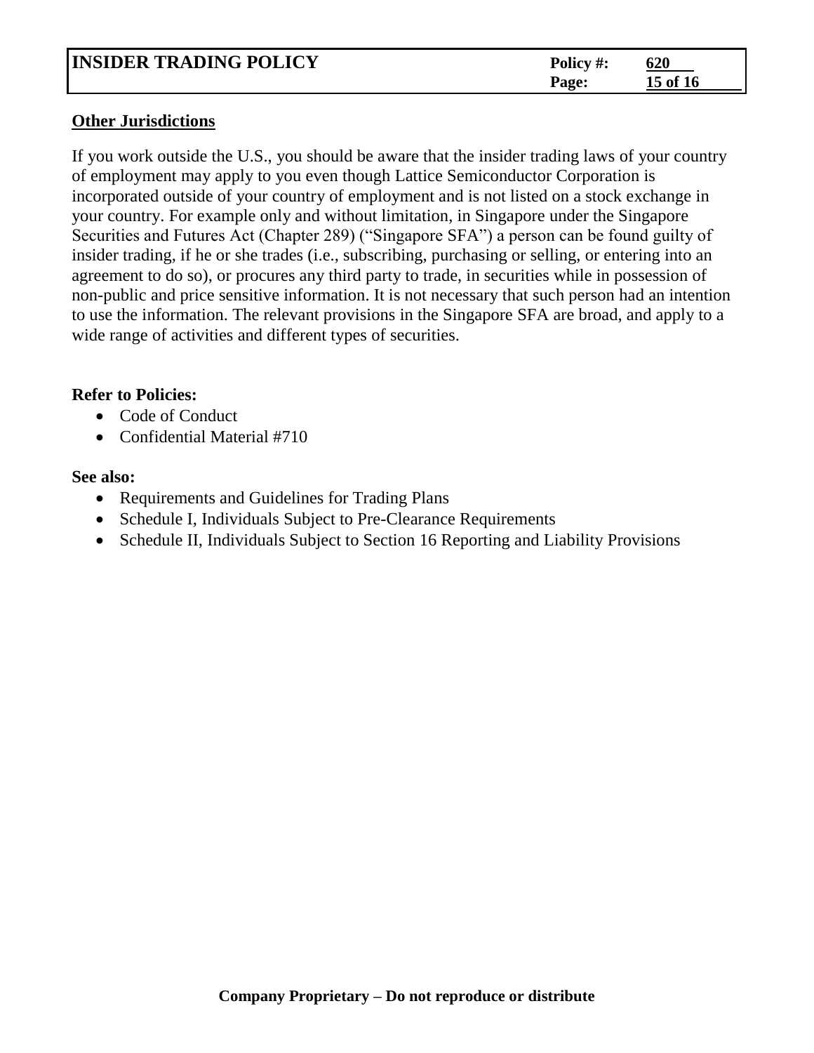**Other Jurisdictions**

If you work outside the U.S., you should be aware that the insider trading laws of your country of employment may apply to you even though Lattice Semiconductor Corporation is incorporated outside of your country of employment and is not listed on a stock exchange in your country. For example only and without limitation, in Singapore under the Singapore Securities and Futures Act (Chapter 289) ("Singapore SFA") a person can be found guilty of insider trading, if he or she trades (i.e., subscribing, purchasing or selling, or entering into an agreement to do so), or procures any third party to trade, in securities while in possession of non-public and price sensitive information. It is not necessary that such person had an intention to use the information. The relevant provisions in the Singapore SFA are broad, and apply to a wide range of activities and different types of securities.

**Refer to Policies:**

- Code of Conduct
- Confidential Material #710

**See also:**

- Requirements and Guidelines for Trading Plans
- Schedule I, Individuals Subject to Pre-Clearance Requirements
- Schedule II, Individuals Subject to Section 16 Reporting and Liability Provisions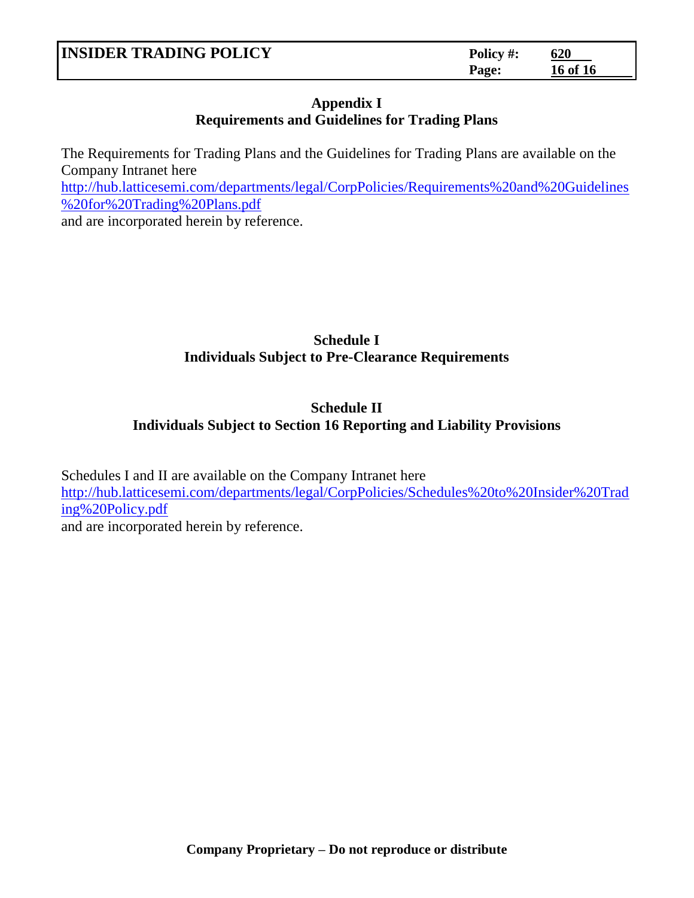## Appendix I
## Requirements and Guidelines for Trading Plans

The Requirements for Trading Plans and the Guidelines for Trading Plans are available on the Company Intranet here http://hub.latticesemi.com/departments/legal/CorpPolicies/Requirements%20and%20Guidelines%20for%20Trading%20Plans.pdf and are incorporated herein by reference.

## Schedule I
## Individuals Subject to Pre-Clearance Requirements

## Schedule II
## Individuals Subject to Section 16 Reporting and Liability Provisions

Schedules I and II are available on the Company Intranet here http://hub.latticesemi.com/departments/legal/CorpPolicies/Schedules%20to%20Insider%20Trading%20Policy.pdf and are incorporated herein by reference.